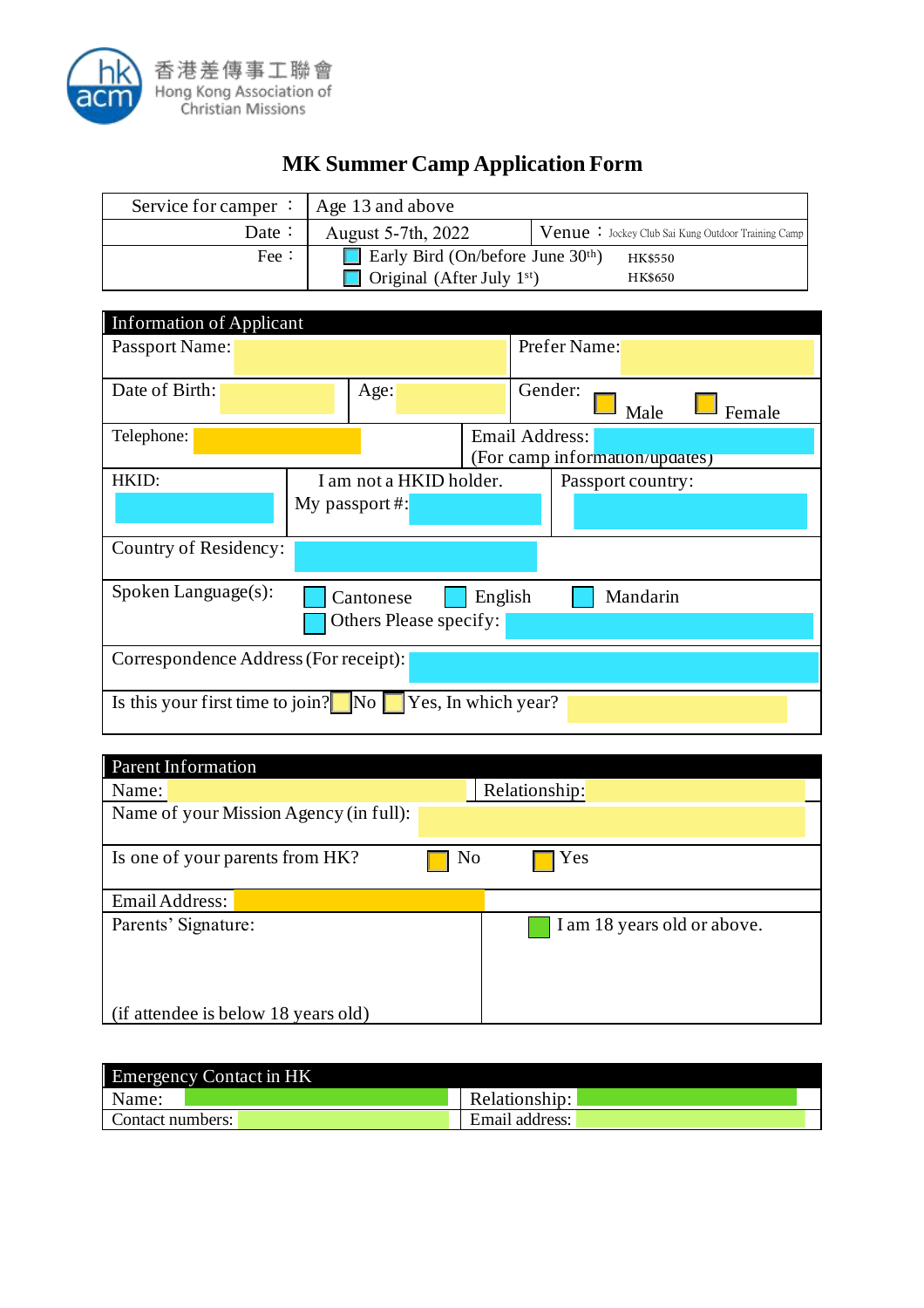香港差傳事工聯會
Hong Kong Association of Christian Missions

# MK Summer Camp Application Form

| | | |
|---|---|---|
| Service for camper： | Age 13 and above | |
| Date： | August 5-7th, 2022 | Venue：Jockey Club Sai Kung Outdoor Training Camp |
| Fee： | ☐ Early Bird (On/before June 30th) HK$550<br>☐ Original (After July 1st) HK$650 | |

## Information of Applicant

| | | |
|---|---|---|
| Passport Name: | | Prefer Name: |
| Date of Birth: | Age: | Gender: ☐ Male ☐ Female |
| Telephone: | | Email Address:<br>(For camp information/updates) |
| HKID: | I am not a HKID holder.<br>My passport #: | Passport country: |
| Country of Residency: | | |
| Spoken Language(s): | ☐ Cantonese ☐ English ☐ Mandarin<br>☐ Others Please specify: | |
| Correspondence Address (For receipt): | | |
| Is this your first time to join? ☐ No ☐ Yes, In which year? | | |

## Parent Information

| | |
|---|---|
| Name: | Relationship: |
| Name of your Mission Agency (in full): | |
| Is one of your parents from HK? ☐ No ☐ Yes | |
| Email Address: | |
| Parents' Signature:<br><br>(if attendee is below 18 years old) | ☐ I am 18 years old or above. |

## Emergency Contact in HK

| | |
|---|---|
| Name: | Relationship: |
| Contact numbers: | Email address: |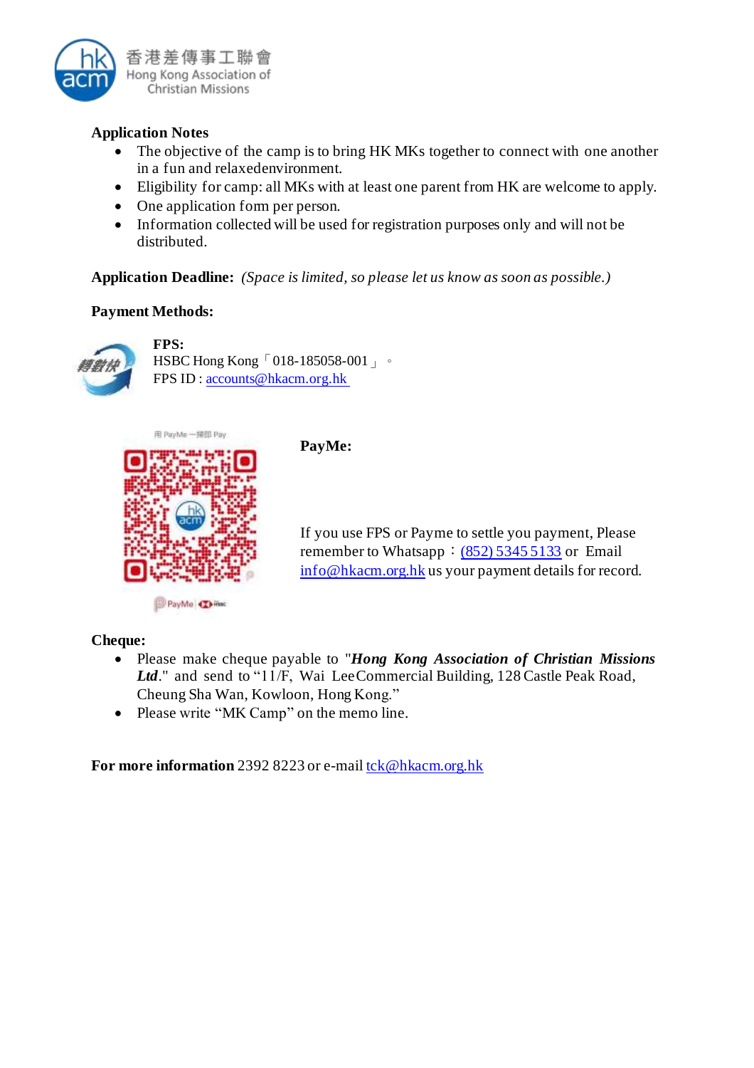香港差傳事工聯會
Hong Kong Association of Christian Missions

**Application Notes**

- The objective of the camp is to bring HK MKs together to connect with one another in a fun and relaxedenvironment.
- Eligibility for camp: all MKs with at least one parent from HK are welcome to apply.
- One application form per person.
- Information collected will be used for registration purposes only and will not be distributed.

**Application Deadline:** *(Space is limited, so please let us know as soon as possible.)*

**Payment Methods:**

**FPS:**
HSBC Hong Kong「018-185058-001」。
FPS ID : accounts@hkacm.org.hk

**PayMe:**

If you use FPS or Payme to settle you payment, Please remember to Whatsapp ：(852) 5345 5133 or Email info@hkacm.org.hk us your payment details for record.

**Cheque:**

- Please make cheque payable to "***Hong Kong Association of Christian Missions Ltd***." and send to "11/F, Wai Lee Commercial Building, 128 Castle Peak Road, Cheung Sha Wan, Kowloon, Hong Kong."
- Please write "MK Camp" on the memo line.

**For more information** 2392 8223 or e-mail tck@hkacm.org.hk